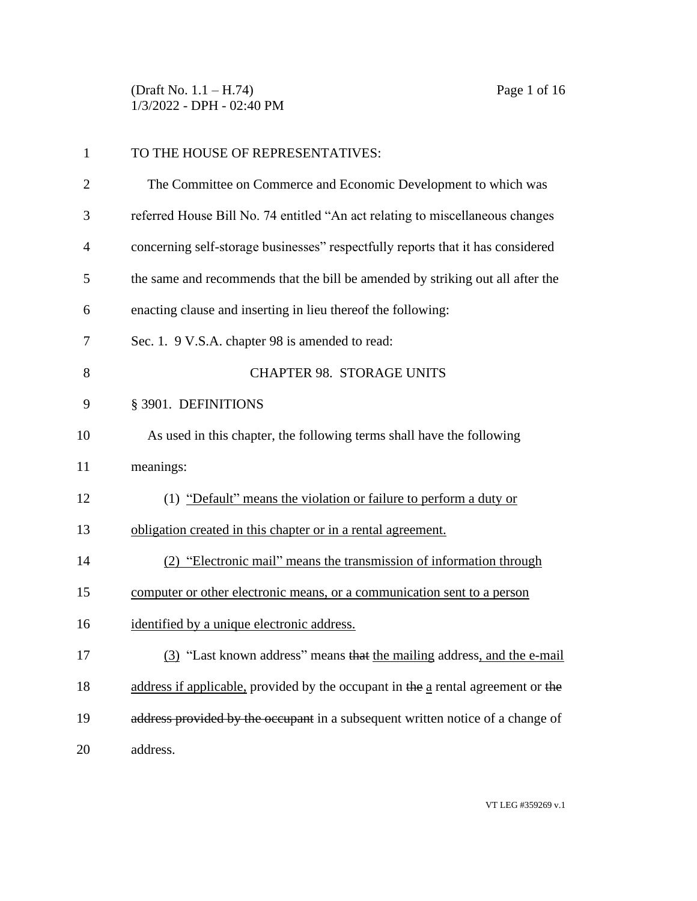TO THE HOUSE OF REPRESENTATIVES:

The Committee on Commerce and Economic Development to which was referred House Bill No. 74 entitled "An act relating to miscellaneous changes concerning self-storage businesses" respectfully reports that it has considered the same and recommends that the bill be amended by striking out all after the enacting clause and inserting in lieu thereof the following:

Sec. 1. 9 V.S.A. chapter 98 is amended to read:

CHAPTER 98. STORAGE UNITS

§ 3901. DEFINITIONS

As used in this chapter, the following terms shall have the following meanings:

(1) <u>"Default" means the violation or failure to perform a duty or obligation created in this chapter or in a rental agreement.</u>

<u>(2) "Electronic mail" means the transmission of information through computer or other electronic means, or a communication sent to a person identified by a unique electronic address.</u>

<u>(3)</u> "Last known address" means ~~that~~ <u>the mailing</u> address<u>, and the e-mail address if applicable,</u> provided by the occupant in ~~the~~ <u>a</u> rental agreement or ~~the address provided by the occupant~~ in a subsequent written notice of a change of address.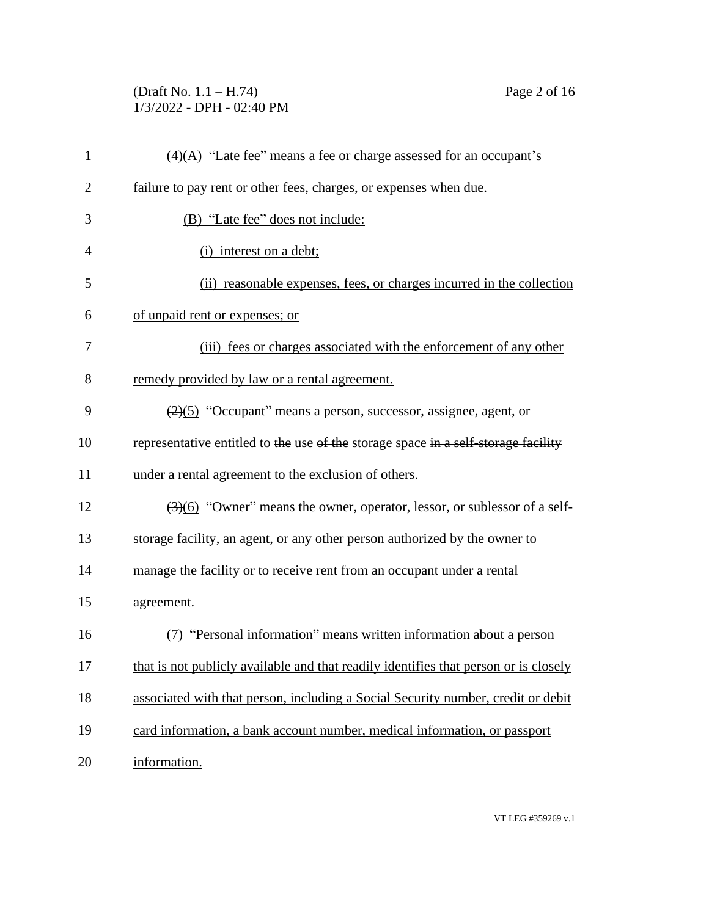(4)(A) "Late fee" means a fee or charge assessed for an occupant's failure to pay rent or other fees, charges, or expenses when due.

(B) "Late fee" does not include:

(i) interest on a debt;

(ii) reasonable expenses, fees, or charges incurred in the collection of unpaid rent or expenses; or

(iii) fees or charges associated with the enforcement of any other remedy provided by law or a rental agreement.

~~(2)~~(5) "Occupant" means a person, successor, assignee, agent, or representative entitled to ~~the~~ use ~~of the~~ storage space ~~in a self-storage facility~~ under a rental agreement to the exclusion of others.

~~(3)~~(6) "Owner" means the owner, operator, lessor, or sublessor of a self-storage facility, an agent, or any other person authorized by the owner to manage the facility or to receive rent from an occupant under a rental agreement.

(7) "Personal information" means written information about a person that is not publicly available and that readily identifies that person or is closely associated with that person, including a Social Security number, credit or debit card information, a bank account number, medical information, or passport information.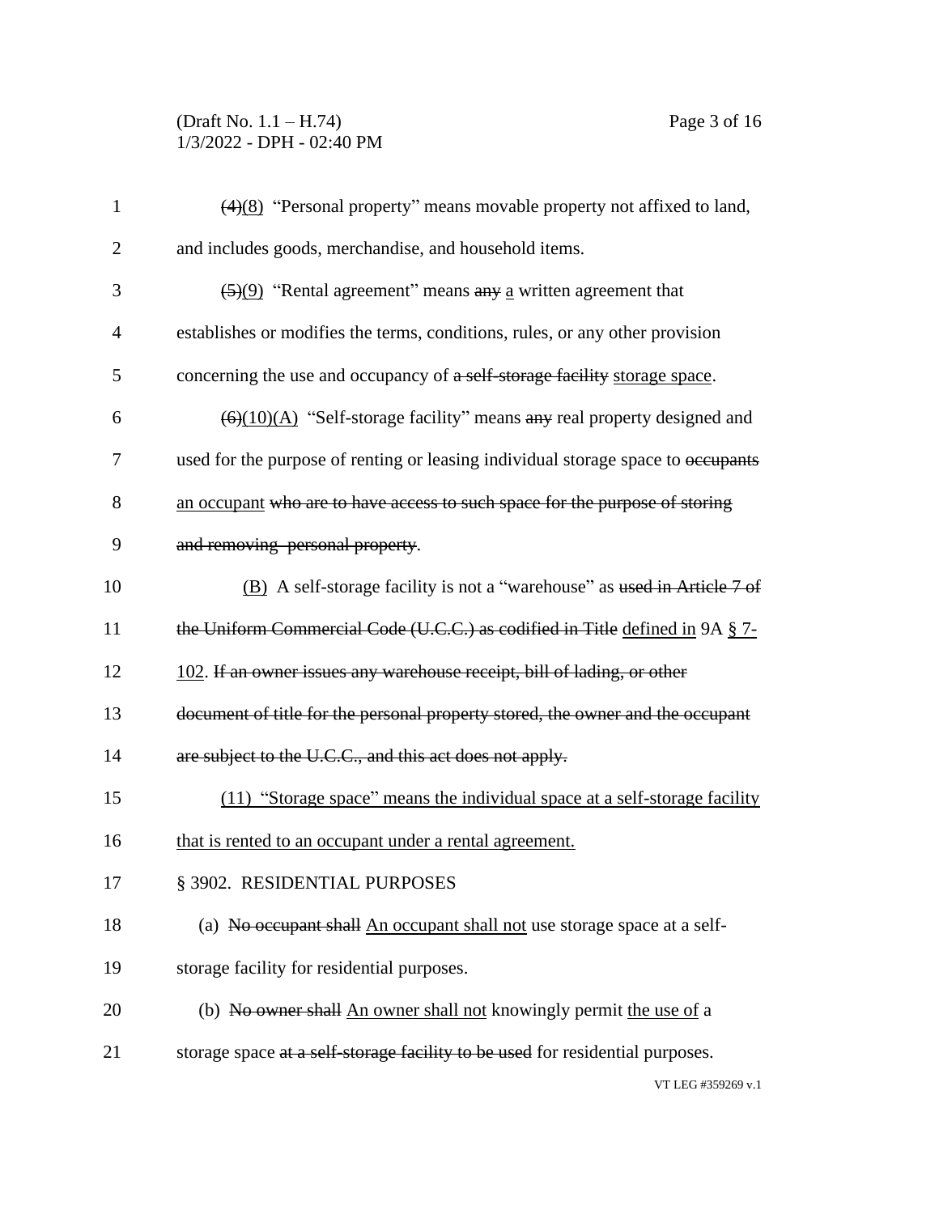~~(4)~~<u>(8)</u> "Personal property" means movable property not affixed to land, and includes goods, merchandise, and household items.

~~(5)~~<u>(9)</u> "Rental agreement" means ~~any~~ <u>a</u> written agreement that establishes or modifies the terms, conditions, rules, or any other provision concerning the use and occupancy of ~~a self-storage facility~~ <u>storage space</u>.

~~(6)~~<u>(10)(A)</u> "Self-storage facility" means ~~any~~ real property designed and used for the purpose of renting or leasing individual storage space to ~~occupants~~ <u>an occupant</u> ~~who are to have access to such space for the purpose of storing and removing personal property~~.

<u>(B)</u> A self-storage facility is not a "warehouse" as ~~used in Article 7 of the Uniform Commercial Code (U.C.C.) as codified in Title~~ <u>defined in</u> 9A <u>§ 7-102</u>. ~~If an owner issues any warehouse receipt, bill of lading, or other document of title for the personal property stored, the owner and the occupant are subject to the U.C.C., and this act does not apply.~~

<u>(11) "Storage space" means the individual space at a self-storage facility that is rented to an occupant under a rental agreement.</u>

§ 3902. RESIDENTIAL PURPOSES

(a) ~~No occupant shall~~ <u>An occupant shall not</u> use storage space at a self-storage facility for residential purposes.

(b) ~~No owner shall~~ <u>An owner shall not</u> knowingly permit <u>the use of</u> a storage space ~~at a self-storage facility to be used~~ for residential purposes.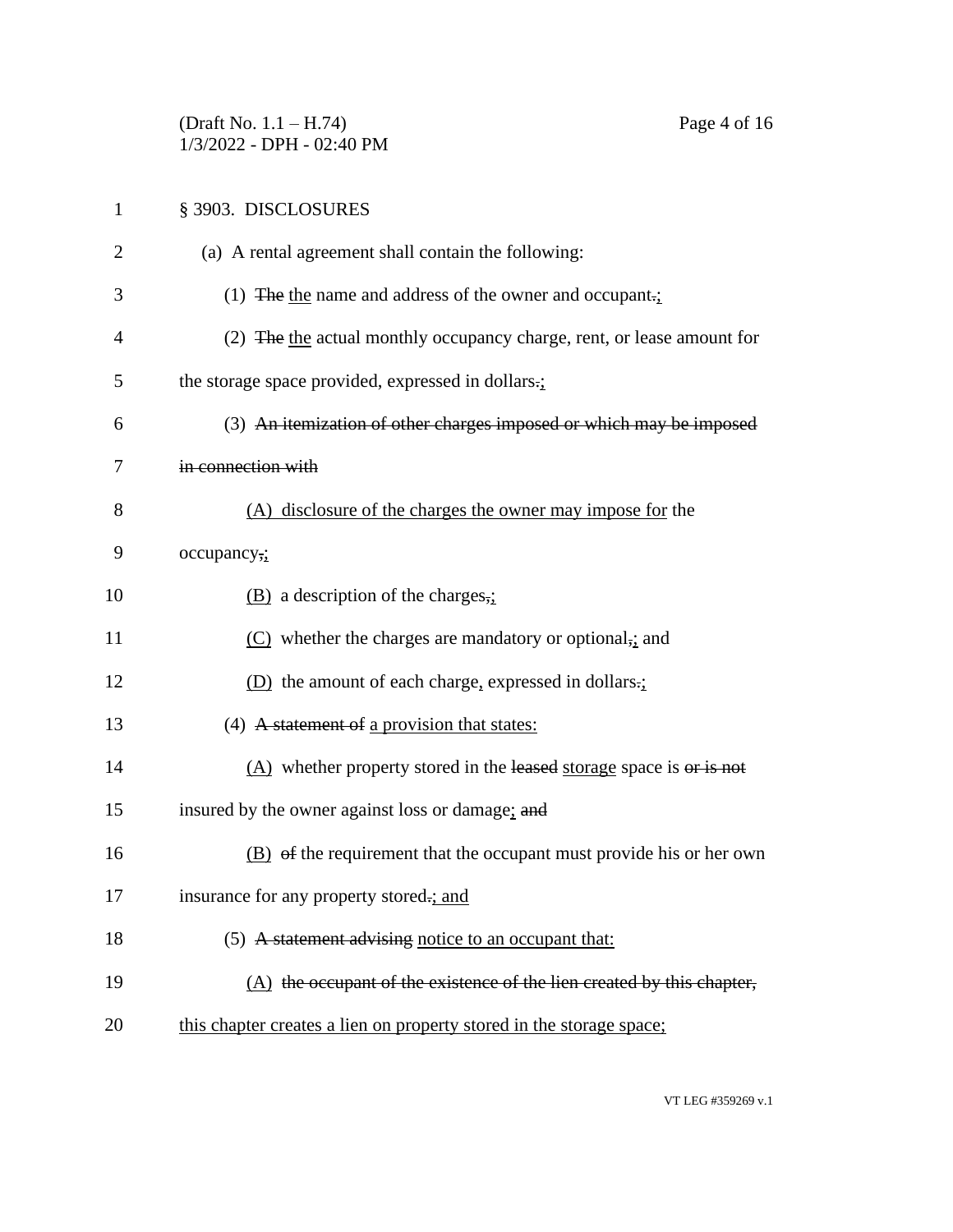§ 3903. DISCLOSURES

(a) A rental agreement shall contain the following:

(1) ~~The~~ <u>the</u> name and address of the owner and occupant~~.~~<u>;</u>

(2) ~~The~~ <u>the</u> actual monthly occupancy charge, rent, or lease amount for the storage space provided, expressed in dollars~~.~~<u>;</u>

(3) ~~An itemization of other charges imposed or which may be imposed in connection with~~

<u>(A) disclosure of the charges the owner may impose for</u> the occupancy~~,~~<u>;</u>

<u>(B)</u> a description of the charges~~,~~<u>;</u>

<u>(C)</u> whether the charges are mandatory or optional~~,~~<u>;</u> and

<u>(D)</u> the amount of each charge<u>,</u> expressed in dollars~~.~~<u>;</u>

(4) ~~A statement of~~ <u>a provision that states:</u>

<u>(A)</u> whether property stored in the ~~leased~~ <u>storage</u> space is ~~or is not~~ insured by the owner against loss or damage<u>;</u> ~~and~~

<u>(B)</u> ~~of~~ the requirement that the occupant must provide his or her own insurance for any property stored~~.~~<u>; and</u>

(5) ~~A statement advising~~ <u>notice to an occupant that:</u>

<u>(A)</u> ~~the occupant of the existence of the lien created by this chapter,~~ <u>this chapter creates a lien on property stored in the storage space;</u>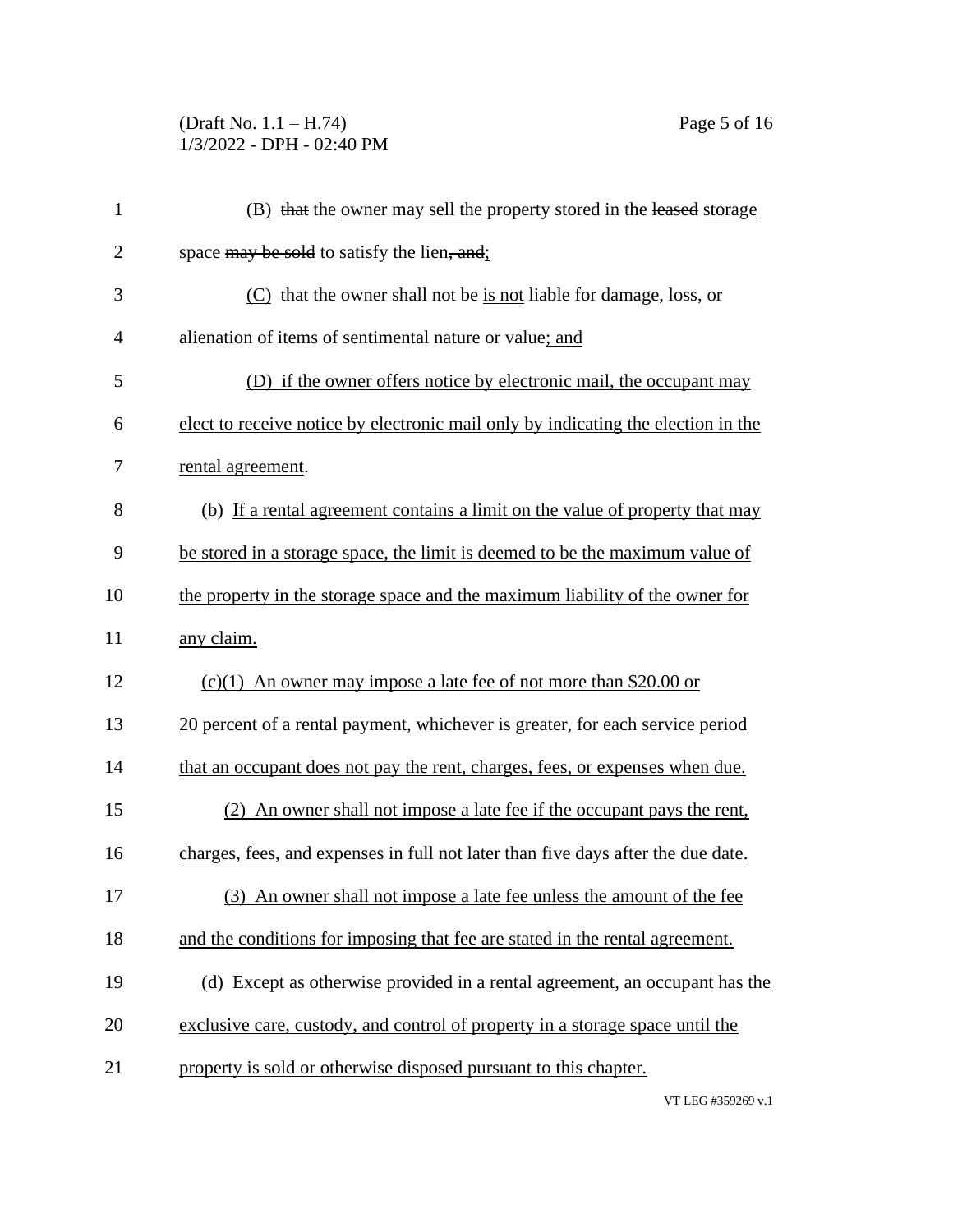(B) ~~that~~ the owner may sell the property stored in the ~~leased~~ storage space ~~may be sold~~ to satisfy the lien~~, and~~;

(C) ~~that~~ the owner ~~shall not be~~ is not liable for damage, loss, or alienation of items of sentimental nature or value; and

(D) if the owner offers notice by electronic mail, the occupant may elect to receive notice by electronic mail only by indicating the election in the rental agreement.

(b) If a rental agreement contains a limit on the value of property that may be stored in a storage space, the limit is deemed to be the maximum value of the property in the storage space and the maximum liability of the owner for any claim.

(c)(1) An owner may impose a late fee of not more than $20.00 or 20 percent of a rental payment, whichever is greater, for each service period that an occupant does not pay the rent, charges, fees, or expenses when due.

(2) An owner shall not impose a late fee if the occupant pays the rent, charges, fees, and expenses in full not later than five days after the due date.

(3) An owner shall not impose a late fee unless the amount of the fee and the conditions for imposing that fee are stated in the rental agreement.

(d) Except as otherwise provided in a rental agreement, an occupant has the exclusive care, custody, and control of property in a storage space until the property is sold or otherwise disposed pursuant to this chapter.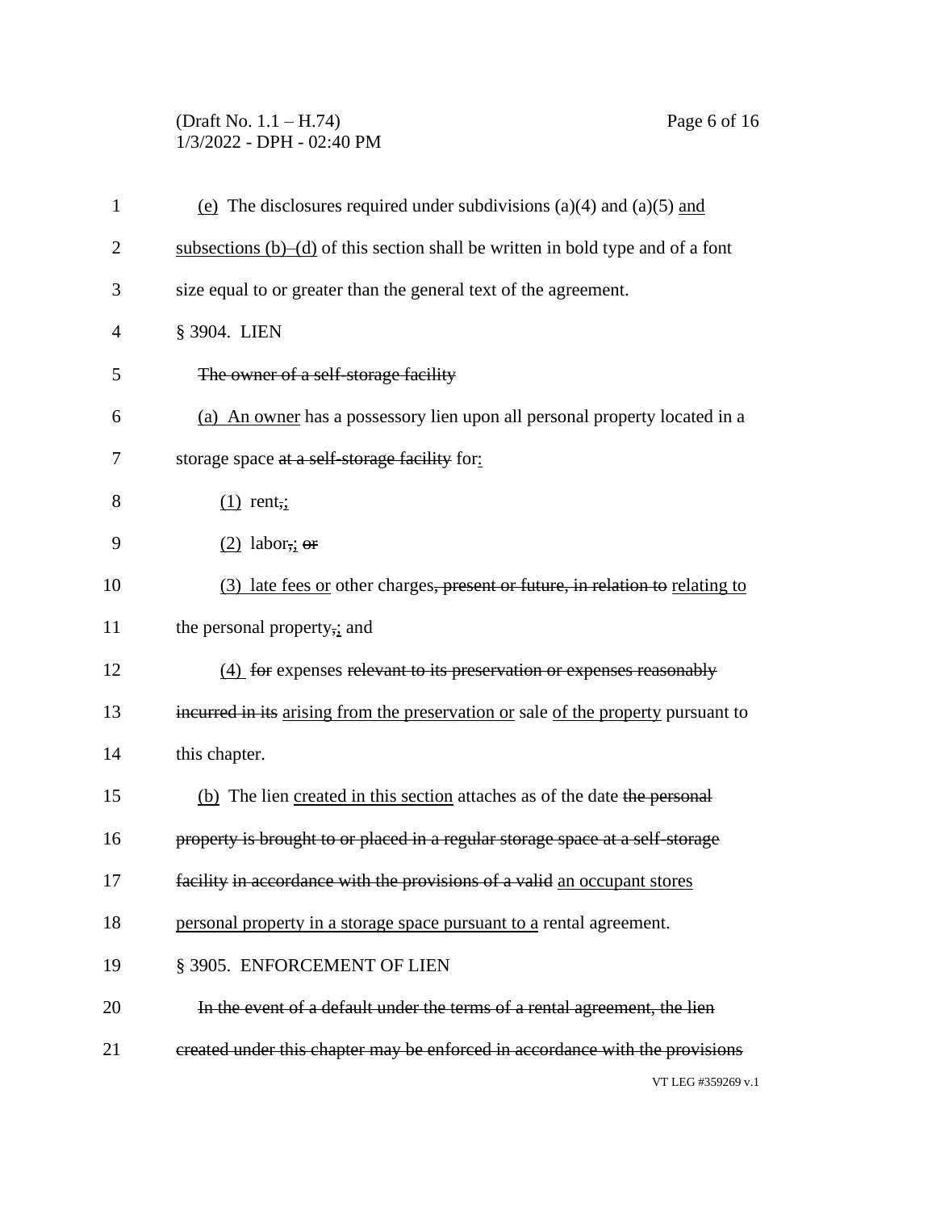(e) The disclosures required under subdivisions (a)(4) and (a)(5) and subsections (b)–(d) of this section shall be written in bold type and of a font size equal to or greater than the general text of the agreement.

§ 3904. LIEN

~~The owner of a self-storage facility~~

(a) An owner has a possessory lien upon all personal property located in a storage space ~~at a self-storage facility~~ for:

(1) rent~~,~~;

(2) labor~~,~~; ~~or~~

(3) late fees or other charges~~, present or future, in relation to~~ relating to the personal property~~,~~; and

(4) ~~for~~ expenses ~~relevant to its preservation or expenses reasonably incurred in its~~ arising from the preservation or sale of the property pursuant to this chapter.

(b) The lien created in this section attaches as of the date ~~the personal property is brought to or placed in a regular storage space at a self-storage facility in accordance with the provisions of a valid~~ an occupant stores personal property in a storage space pursuant to a rental agreement.

§ 3905. ENFORCEMENT OF LIEN

~~In the event of a default under the terms of a rental agreement, the lien created under this chapter may be enforced in accordance with the provisions~~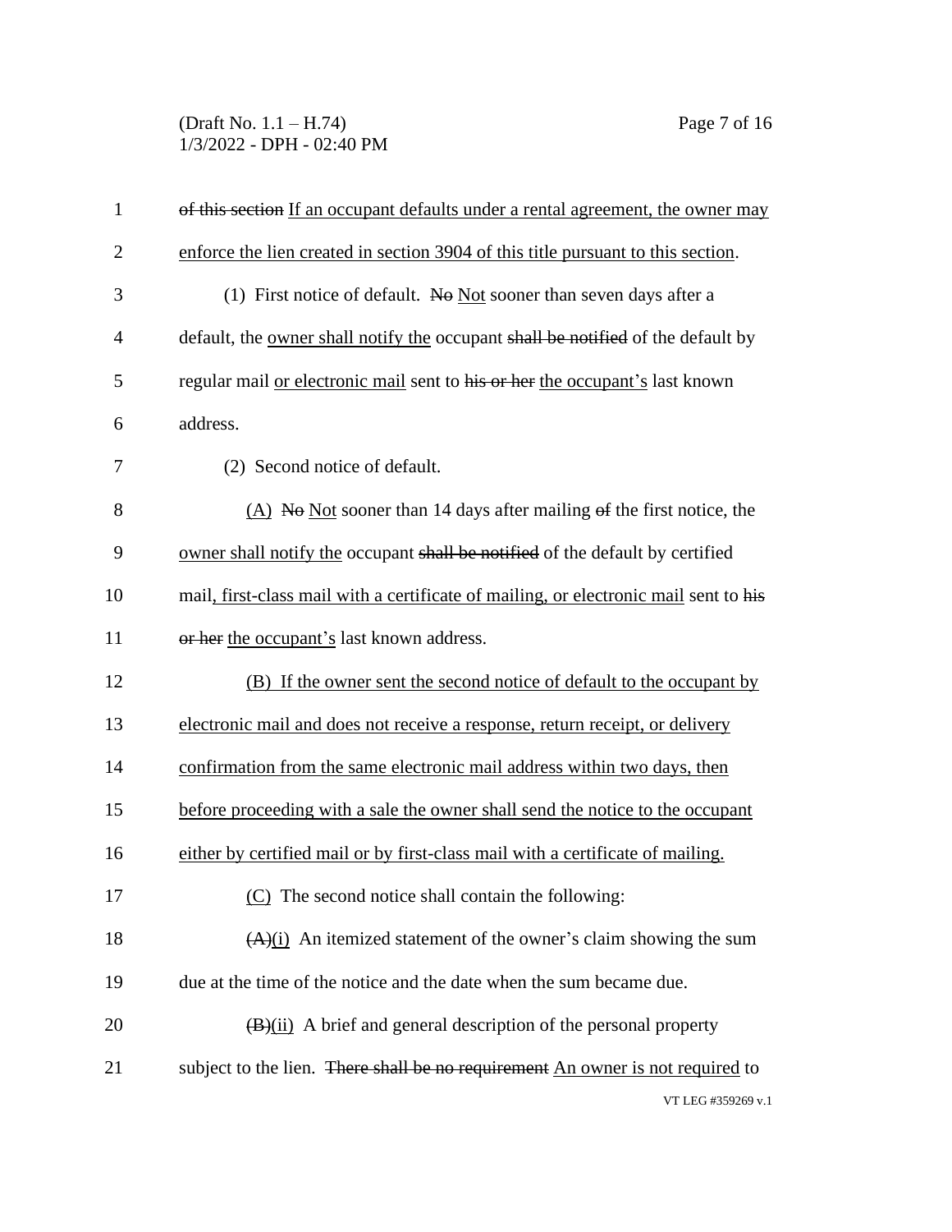~~of this section~~ If an occupant defaults under a rental agreement, the owner may enforce the lien created in section 3904 of this title pursuant to this section.

(1) First notice of default. ~~No~~ Not sooner than seven days after a default, the owner shall notify the occupant ~~shall be notified~~ of the default by regular mail or electronic mail sent to ~~his or her~~ the occupant's last known address.

(2) Second notice of default.

(A) ~~No~~ Not sooner than 14 days after mailing ~~of~~ the first notice, the owner shall notify the occupant ~~shall be notified~~ of the default by certified mail, first-class mail with a certificate of mailing, or electronic mail sent to ~~his or her~~ the occupant's last known address.

(B) If the owner sent the second notice of default to the occupant by electronic mail and does not receive a response, return receipt, or delivery confirmation from the same electronic mail address within two days, then before proceeding with a sale the owner shall send the notice to the occupant either by certified mail or by first-class mail with a certificate of mailing.

(C) The second notice shall contain the following:

~~(A)~~(i) An itemized statement of the owner's claim showing the sum due at the time of the notice and the date when the sum became due.

~~(B)~~(ii) A brief and general description of the personal property subject to the lien. ~~There shall be no requirement~~ An owner is not required to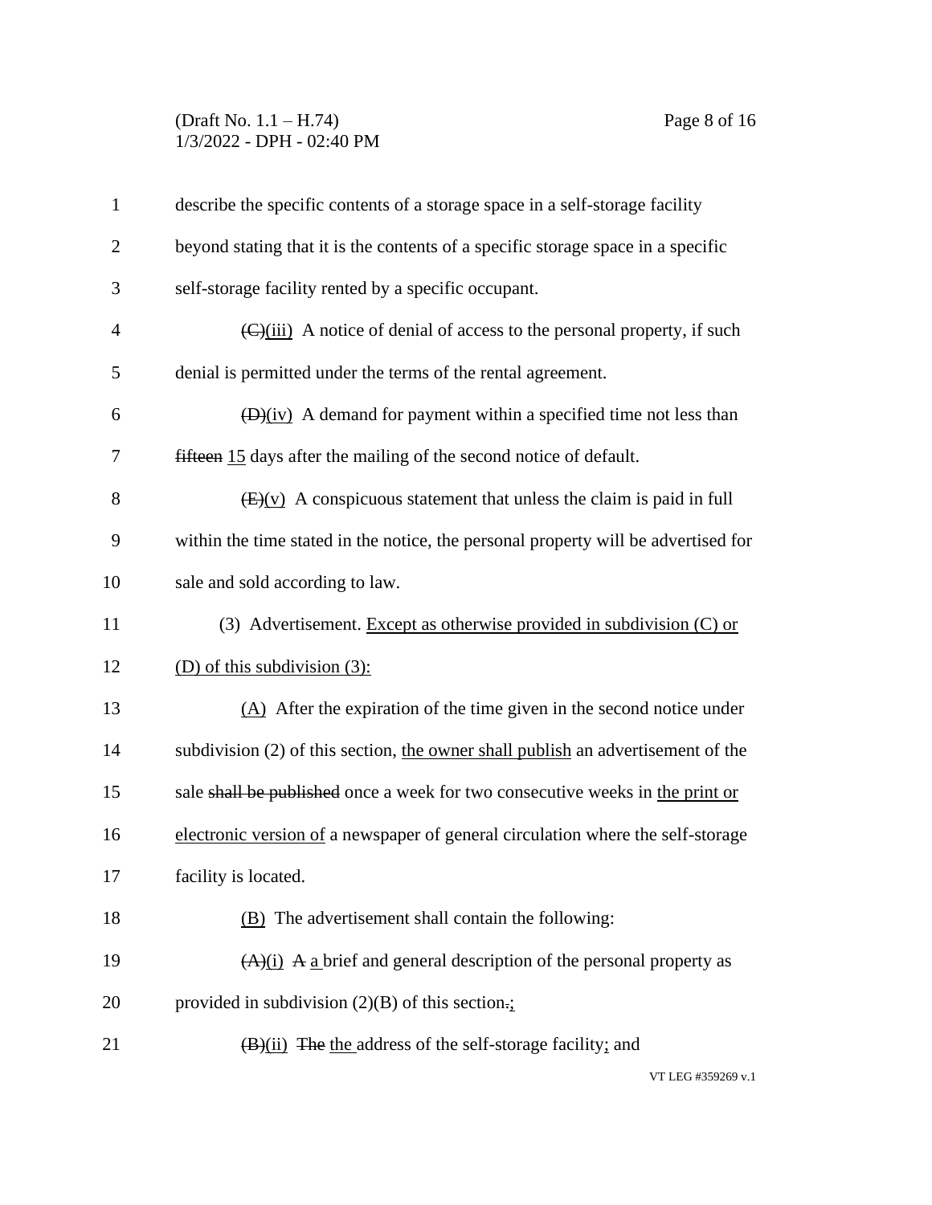describe the specific contents of a storage space in a self-storage facility beyond stating that it is the contents of a specific storage space in a specific self-storage facility rented by a specific occupant.

~~(C)~~(iii) A notice of denial of access to the personal property, if such denial is permitted under the terms of the rental agreement.

~~(D)~~(iv) A demand for payment within a specified time not less than ~~fifteen~~ 15 days after the mailing of the second notice of default.

~~(E)~~(v) A conspicuous statement that unless the claim is paid in full within the time stated in the notice, the personal property will be advertised for sale and sold according to law.

(3) Advertisement. Except as otherwise provided in subdivision (C) or (D) of this subdivision (3):

(A) After the expiration of the time given in the second notice under subdivision (2) of this section, the owner shall publish an advertisement of the sale ~~shall be published~~ once a week for two consecutive weeks in the print or electronic version of a newspaper of general circulation where the self-storage facility is located.

(B) The advertisement shall contain the following:

~~(A)~~(i) ~~A~~ a brief and general description of the personal property as provided in subdivision (2)(B) of this section~~.~~;

~~(B)~~(ii) ~~The~~ the address of the self-storage facility; and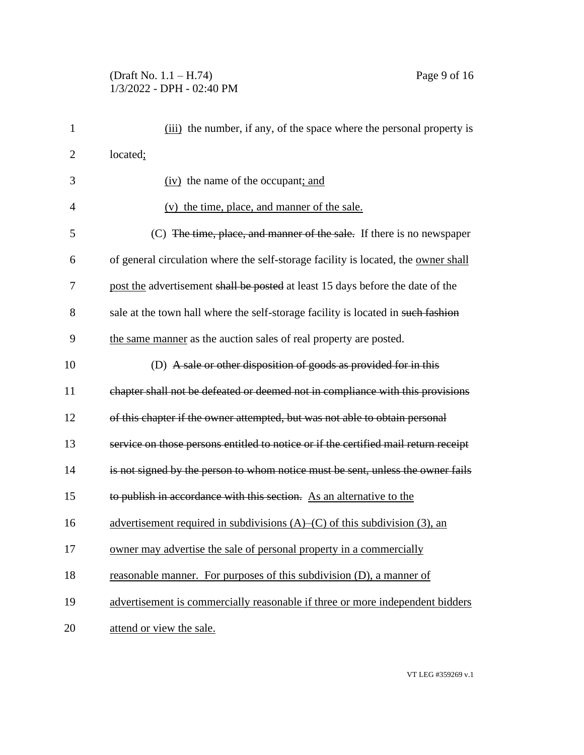(iii) the number, if any, of the space where the personal property is located;

(iv) the name of the occupant; and

(v) the time, place, and manner of the sale.

(C) ~~The time, place, and manner of the sale.~~ If there is no newspaper of general circulation where the self-storage facility is located, the owner shall post the advertisement ~~shall be posted~~ at least 15 days before the date of the sale at the town hall where the self-storage facility is located in ~~such fashion~~ the same manner as the auction sales of real property are posted.

(D) ~~A sale or other disposition of goods as provided for in this chapter shall not be defeated or deemed not in compliance with this provisions of this chapter if the owner attempted, but was not able to obtain personal service on those persons entitled to notice or if the certified mail return receipt is not signed by the person to whom notice must be sent, unless the owner fails to publish in accordance with this section.~~ As an alternative to the advertisement required in subdivisions (A)–(C) of this subdivision (3), an owner may advertise the sale of personal property in a commercially reasonable manner. For purposes of this subdivision (D), a manner of advertisement is commercially reasonable if three or more independent bidders attend or view the sale.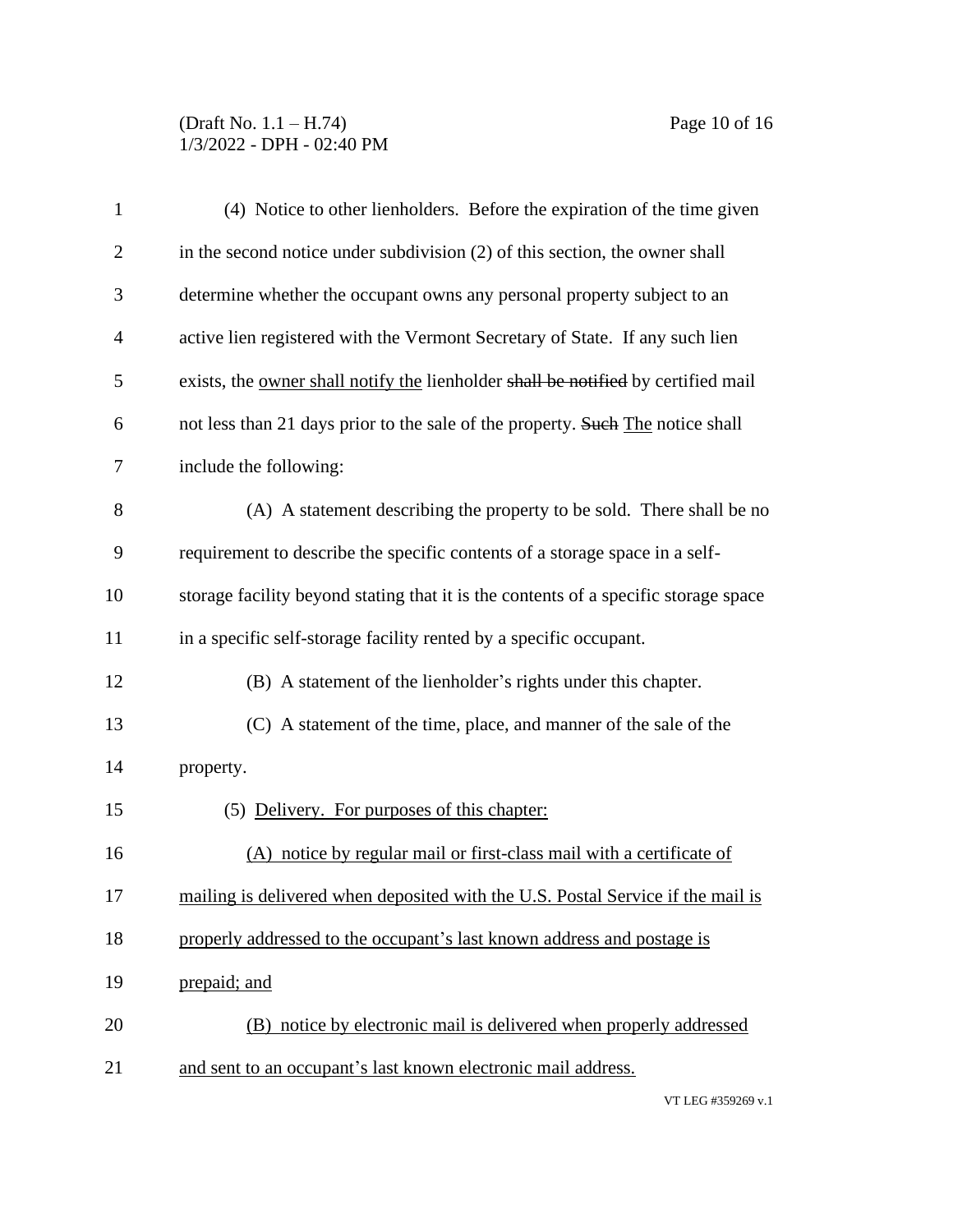(4) Notice to other lienholders. Before the expiration of the time given in the second notice under subdivision (2) of this section, the owner shall determine whether the occupant owns any personal property subject to an active lien registered with the Vermont Secretary of State. If any such lien exists, the <u>owner shall notify the</u> lienholder ~~shall be notified~~ by certified mail not less than 21 days prior to the sale of the property. ~~Such~~ <u>The</u> notice shall include the following:

(A) A statement describing the property to be sold. There shall be no requirement to describe the specific contents of a storage space in a self-storage facility beyond stating that it is the contents of a specific storage space in a specific self-storage facility rented by a specific occupant.

(B) A statement of the lienholder's rights under this chapter.

(C) A statement of the time, place, and manner of the sale of the property.

(5) <u>Delivery. For purposes of this chapter:</u>

<u>(A) notice by regular mail or first-class mail with a certificate of mailing is delivered when deposited with the U.S. Postal Service if the mail is properly addressed to the occupant's last known address and postage is prepaid; and</u>

<u>(B) notice by electronic mail is delivered when properly addressed and sent to an occupant's last known electronic mail address.</u>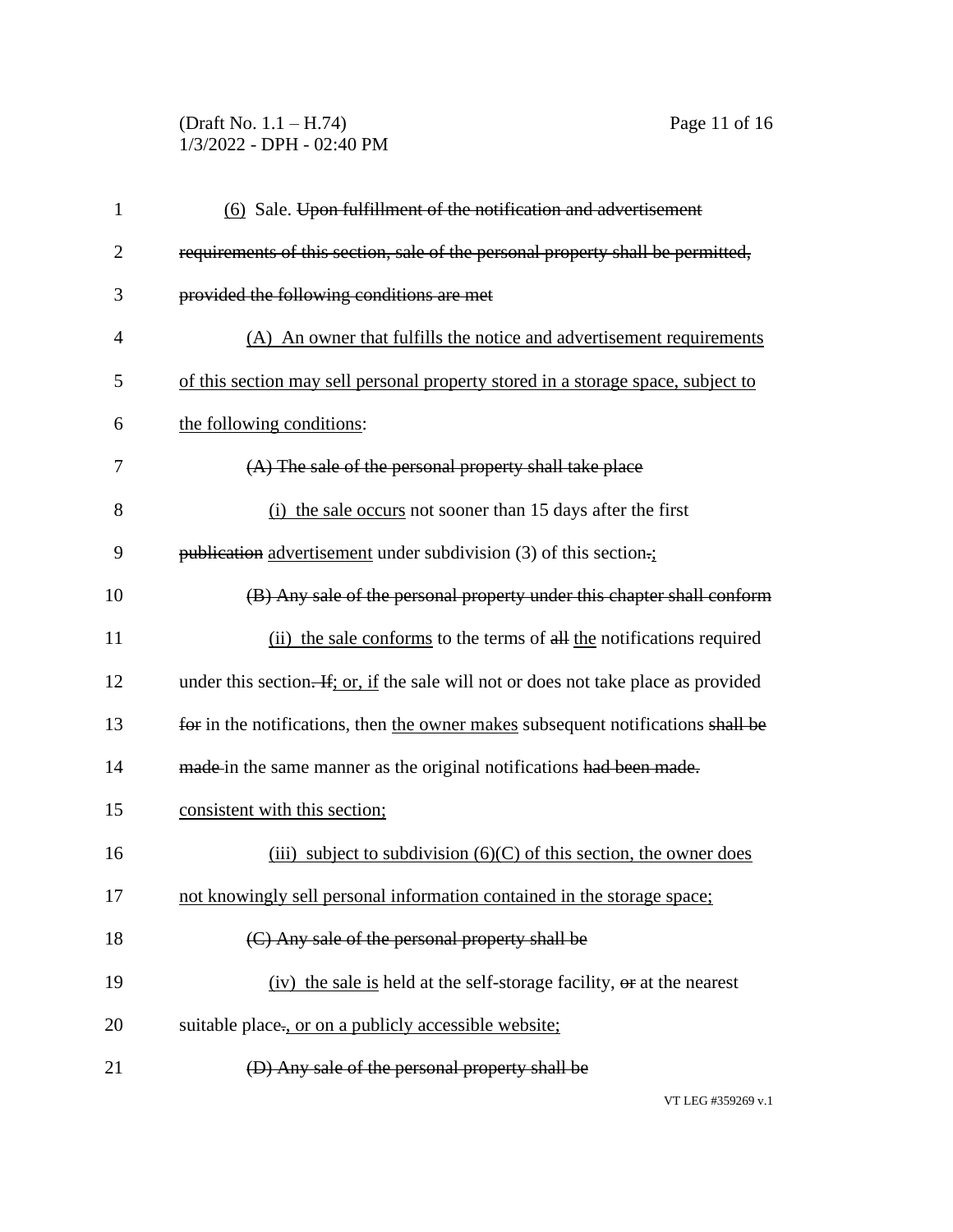(6) Sale. ~~Upon fulfillment of the notification and advertisement requirements of this section, sale of the personal property shall be permitted, provided the following conditions are met~~

(A) An owner that fulfills the notice and advertisement requirements of this section may sell personal property stored in a storage space, subject to the following conditions:

~~(A) The sale of the personal property shall take place~~

(i) the sale occurs not sooner than 15 days after the first ~~publication~~ advertisement under subdivision (3) of this section~~.~~;

~~(B) Any sale of the personal property under this chapter shall conform~~

(ii) the sale conforms to the terms of ~~all~~ the notifications required under this section~~. If~~; or, if the sale will not or does not take place as provided ~~for~~ in the notifications, then the owner makes subsequent notifications ~~shall be made~~ in the same manner as the original notifications ~~had been made.~~ consistent with this section;

(iii) subject to subdivision (6)(C) of this section, the owner does not knowingly sell personal information contained in the storage space;

~~(C) Any sale of the personal property shall be~~

(iv) the sale is held at the self-storage facility, ~~or~~ at the nearest suitable place~~.~~, or on a publicly accessible website;

~~(D) Any sale of the personal property shall be~~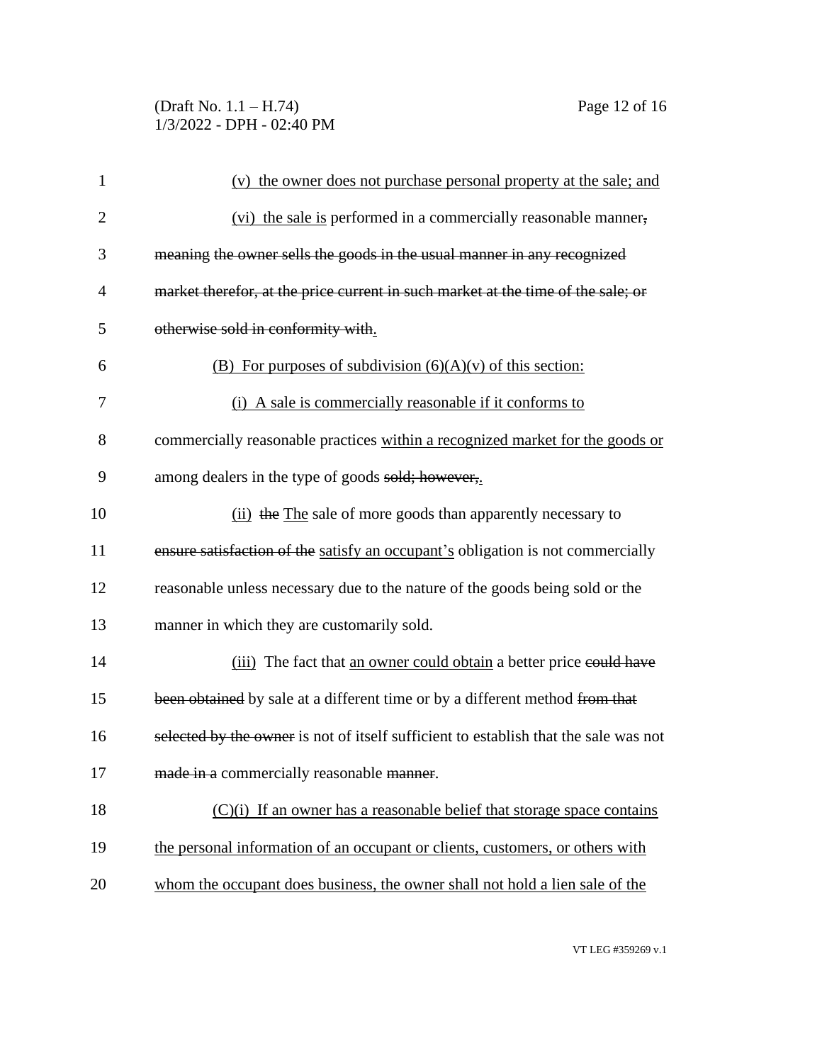(v) the owner does not purchase personal property at the sale; and

(vi) the sale is performed in a commercially reasonable manner, meaning the owner sells the goods in the usual manner in any recognized market therefor, at the price current in such market at the time of the sale; or otherwise sold in conformity with.

(B) For purposes of subdivision (6)(A)(v) of this section:

(i) A sale is commercially reasonable if it conforms to commercially reasonable practices within a recognized market for the goods or among dealers in the type of goods sold; however,.

(ii) the The sale of more goods than apparently necessary to ensure satisfaction of the satisfy an occupant's obligation is not commercially reasonable unless necessary due to the nature of the goods being sold or the manner in which they are customarily sold.

(iii) The fact that an owner could obtain a better price could have been obtained by sale at a different time or by a different method from that selected by the owner is not of itself sufficient to establish that the sale was not made in a commercially reasonable manner.

(C)(i) If an owner has a reasonable belief that storage space contains the personal information of an occupant or clients, customers, or others with whom the occupant does business, the owner shall not hold a lien sale of the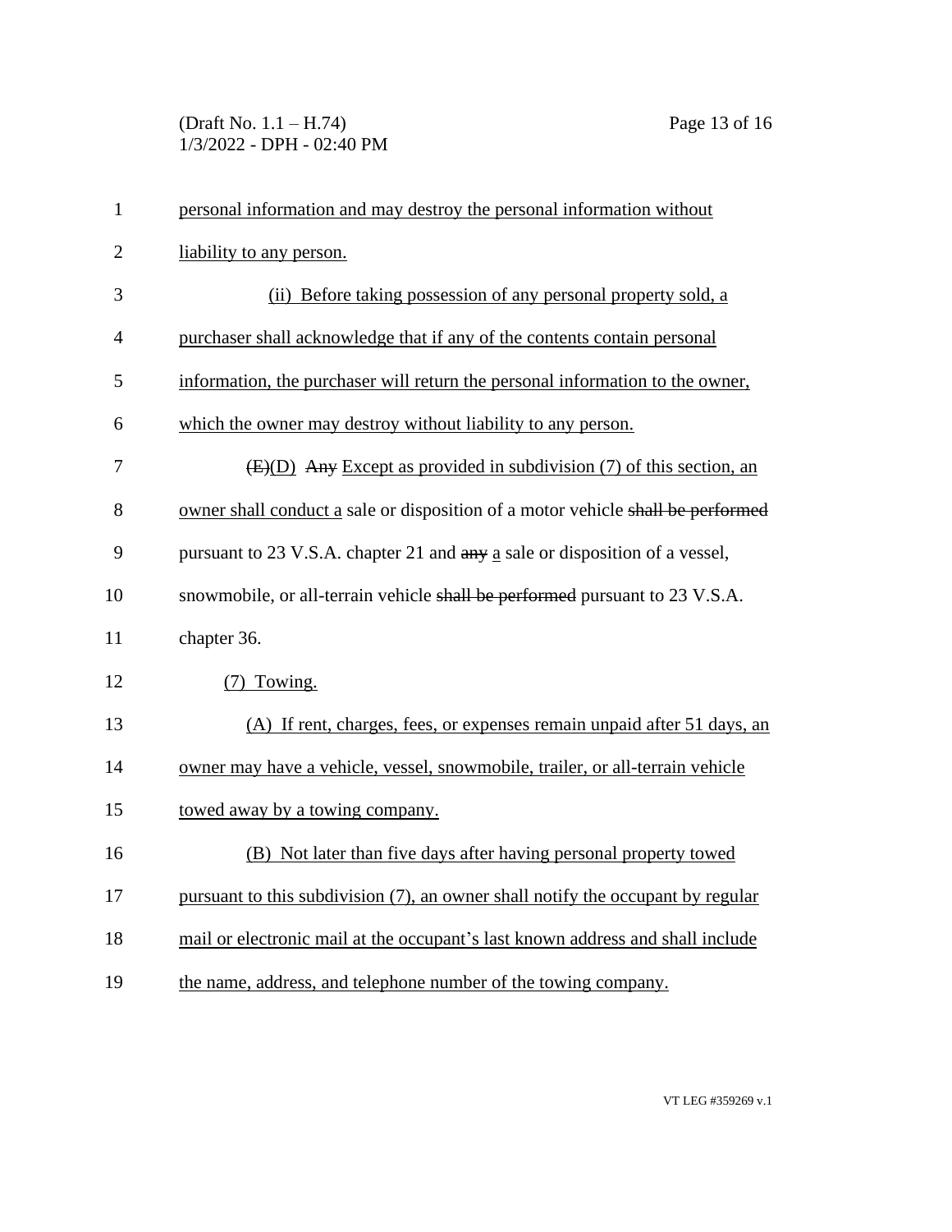personal information and may destroy the personal information without liability to any person.

(ii) Before taking possession of any personal property sold, a purchaser shall acknowledge that if any of the contents contain personal information, the purchaser will return the personal information to the owner, which the owner may destroy without liability to any person.

~~(E)~~(D) ~~Any~~ Except as provided in subdivision (7) of this section, an owner shall conduct a sale or disposition of a motor vehicle ~~shall be performed~~ pursuant to 23 V.S.A. chapter 21 and ~~any~~ a sale or disposition of a vessel, snowmobile, or all-terrain vehicle ~~shall be performed~~ pursuant to 23 V.S.A. chapter 36.

(7) Towing.

(A) If rent, charges, fees, or expenses remain unpaid after 51 days, an owner may have a vehicle, vessel, snowmobile, trailer, or all-terrain vehicle towed away by a towing company.

(B) Not later than five days after having personal property towed pursuant to this subdivision (7), an owner shall notify the occupant by regular mail or electronic mail at the occupant's last known address and shall include the name, address, and telephone number of the towing company.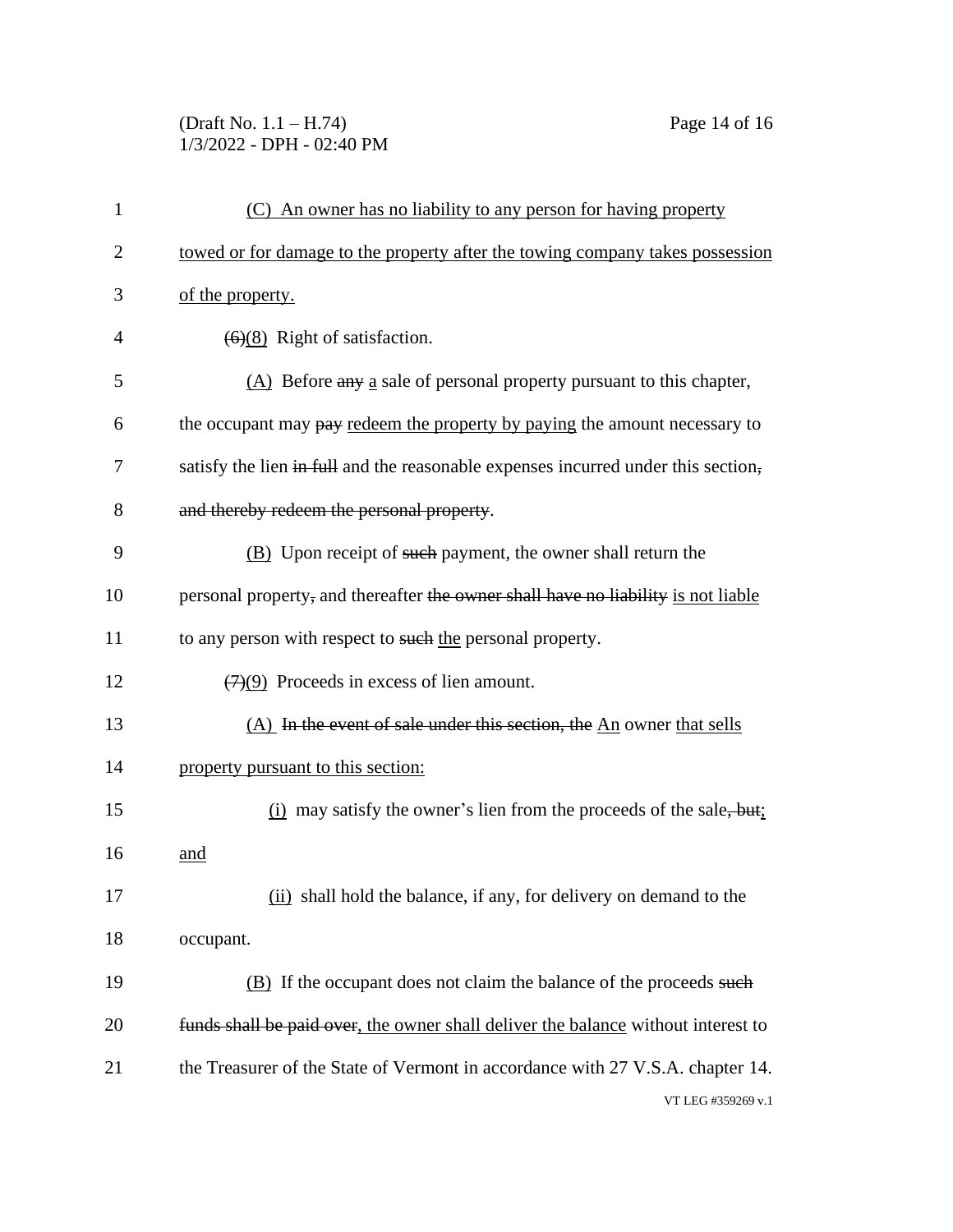(C) An owner has no liability to any person for having property towed or for damage to the property after the towing company takes possession of the property.

~~(6)~~(8) Right of satisfaction.

(A) Before ~~any~~ a sale of personal property pursuant to this chapter, the occupant may ~~pay~~ redeem the property by paying the amount necessary to satisfy the lien ~~in full~~ and the reasonable expenses incurred under this section~~, and thereby redeem the personal property~~.

(B) Upon receipt of ~~such~~ payment, the owner shall return the personal property~~,~~ and thereafter ~~the owner shall have no liability~~ is not liable to any person with respect to ~~such~~ the personal property.

~~(7)~~(9) Proceeds in excess of lien amount.

(A) ~~In the event of sale under this section, the~~ An owner that sells property pursuant to this section:

(i) may satisfy the owner's lien from the proceeds of the sale~~, but~~; and

(ii) shall hold the balance, if any, for delivery on demand to the occupant.

(B) If the occupant does not claim the balance of the proceeds ~~such funds shall be paid over~~, the owner shall deliver the balance without interest to the Treasurer of the State of Vermont in accordance with 27 V.S.A. chapter 14.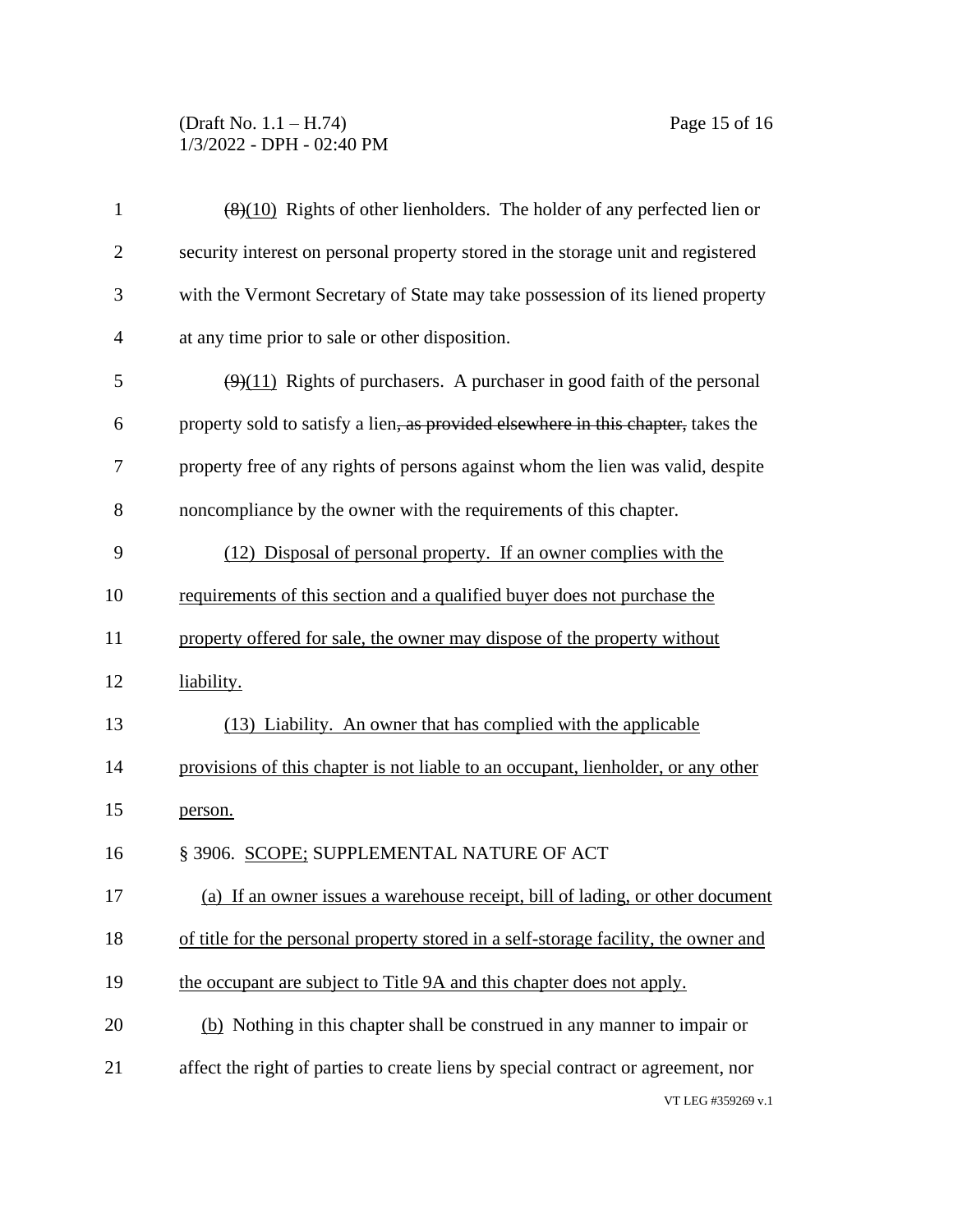(8)(10) Rights of other lienholders. The holder of any perfected lien or security interest on personal property stored in the storage unit and registered with the Vermont Secretary of State may take possession of its liened property at any time prior to sale or other disposition.

(9)(11) Rights of purchasers. A purchaser in good faith of the personal property sold to satisfy a lien, as provided elsewhere in this chapter, takes the property free of any rights of persons against whom the lien was valid, despite noncompliance by the owner with the requirements of this chapter.

(12) Disposal of personal property. If an owner complies with the requirements of this section and a qualified buyer does not purchase the property offered for sale, the owner may dispose of the property without liability.

(13) Liability. An owner that has complied with the applicable provisions of this chapter is not liable to an occupant, lienholder, or any other person.

§ 3906. SCOPE; SUPPLEMENTAL NATURE OF ACT

(a) If an owner issues a warehouse receipt, bill of lading, or other document of title for the personal property stored in a self-storage facility, the owner and the occupant are subject to Title 9A and this chapter does not apply.

(b) Nothing in this chapter shall be construed in any manner to impair or affect the right of parties to create liens by special contract or agreement, nor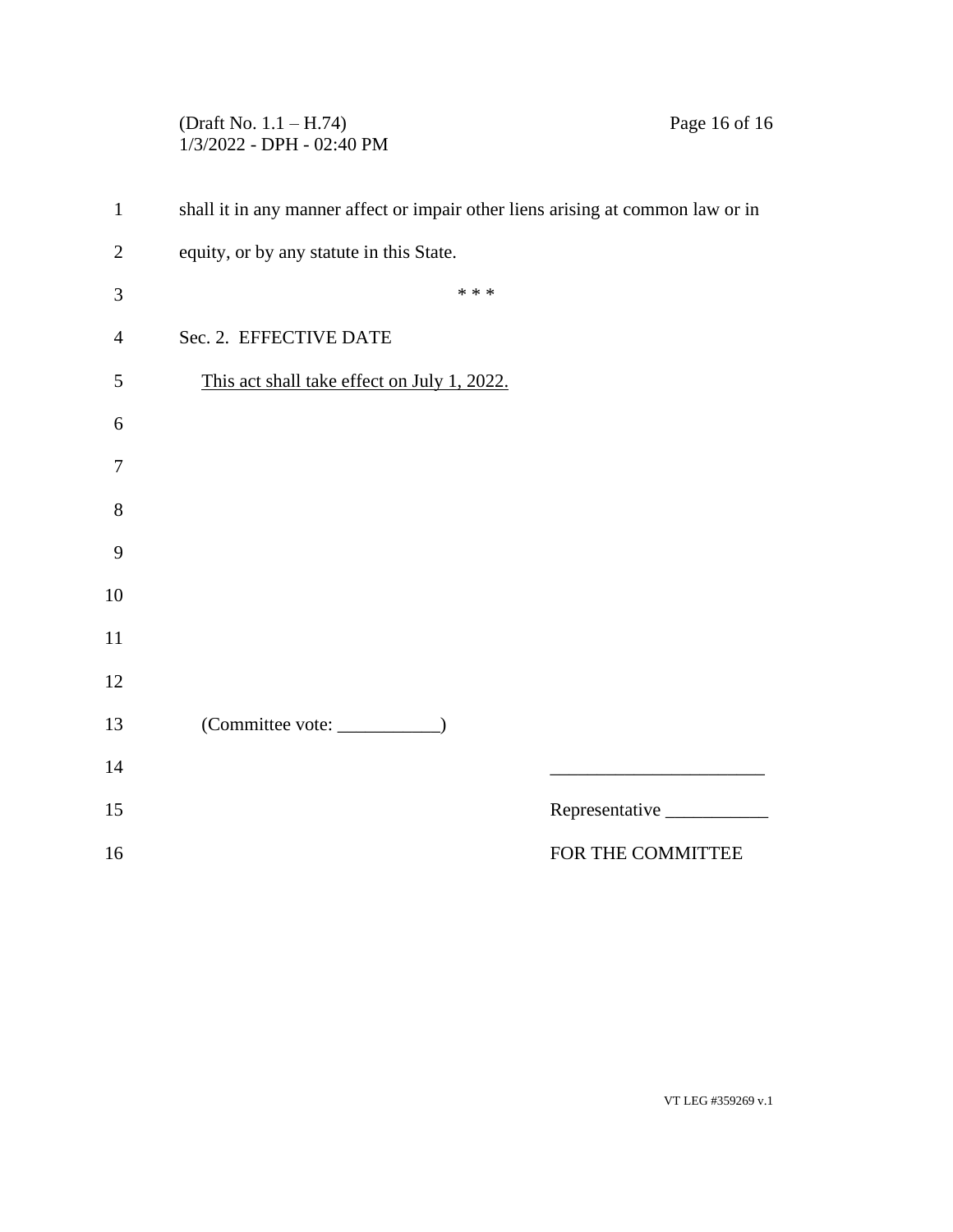shall it in any manner affect or impair other liens arising at common law or in equity, or by any statute in this State.

* * *

Sec. 2. EFFECTIVE DATE

<u>This act shall take effect on July 1, 2022.</u>

(Committee vote: ___________)

_______________________

Representative ___________

FOR THE COMMITTEE